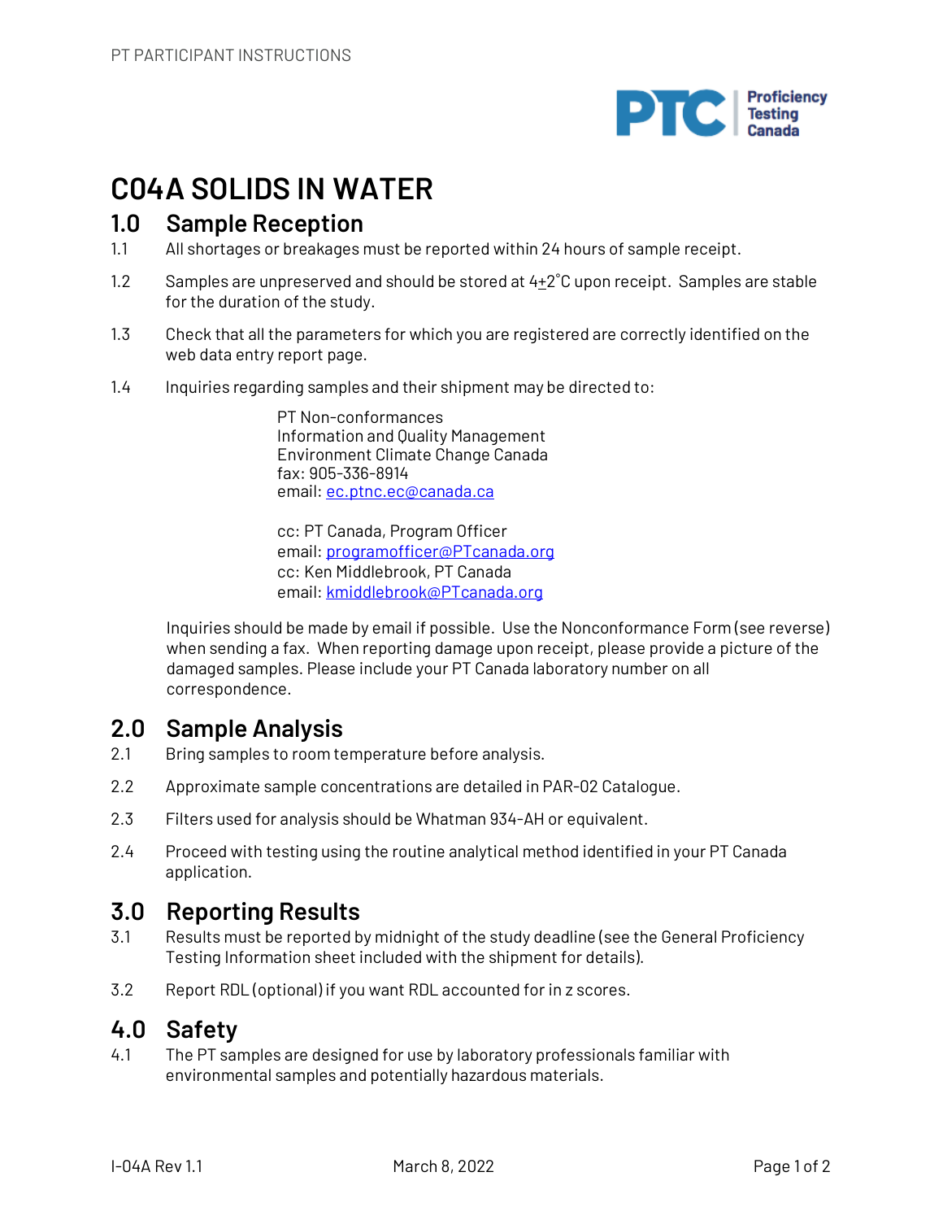# C04A SOLIDS IN WATER

## 1.0 Sample Reception

1.1 All shortages or breakages must be reported within 24 hours of sample receipt.

1.2 Samples are unpreserved and should be stored at $4 \pm 2$°C upon receipt. Samples are stable for the duration of the study.

1.3 Check that all the parameters for which you are registered are correctly identified on the web data entry report page.

1.4 Inquiries regarding samples and their shipment may be directed to:

PT Non-conformances
Information and Quality Management
Environment Climate Change Canada
fax: 905-336-8914
email: ec.ptnc.ec@canada.ca

cc: PT Canada, Program Officer
email: programofficer@PTcanada.org
cc: Ken Middlebrook, PT Canada
email: kmiddlebrook@PTcanada.org

Inquiries should be made by email if possible. Use the Nonconformance Form (see reverse) when sending a fax. When reporting damage upon receipt, please provide a picture of the damaged samples. Please include your PT Canada laboratory number on all correspondence.

## 2.0 Sample Analysis

2.1 Bring samples to room temperature before analysis.

2.2 Approximate sample concentrations are detailed in PAR-02 Catalogue.

2.3 Filters used for analysis should be Whatman 934-AH or equivalent.

2.4 Proceed with testing using the routine analytical method identified in your PT Canada application.

## 3.0 Reporting Results

3.1 Results must be reported by midnight of the study deadline (see the General Proficiency Testing Information sheet included with the shipment for details).

3.2 Report RDL (optional) if you want RDL accounted for in z scores.

## 4.0 Safety

4.1 The PT samples are designed for use by laboratory professionals familiar with environmental samples and potentially hazardous materials.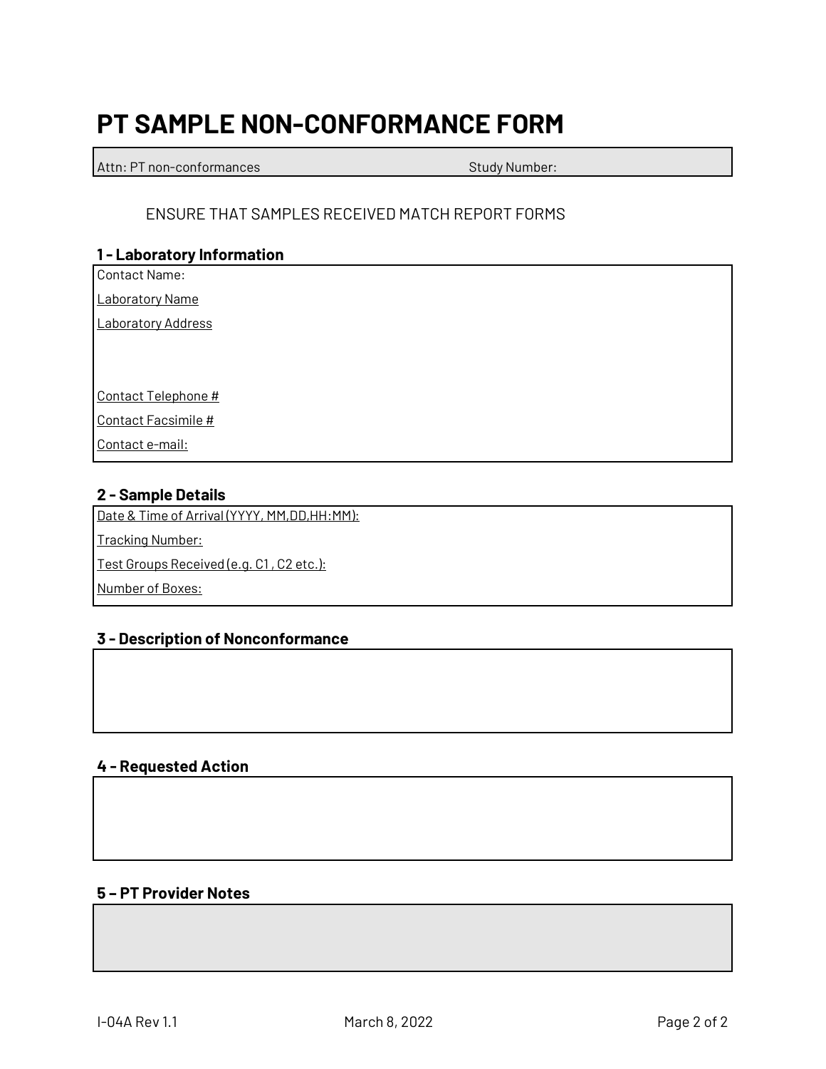# PT SAMPLE NON-CONFORMANCE FORM

Attn: PT non-conformances    Study Number:

ENSURE THAT SAMPLES RECEIVED MATCH REPORT FORMS

### 1 - Laboratory Information

Contact Name:

Laboratory Name

Laboratory Address

Contact Telephone #

Contact Facsimile #

Contact e-mail:

### 2 - Sample Details

Date & Time of Arrival (YYYY, MM,DD,HH:MM):

Tracking Number:

Test Groups Received (e.g. C1 , C2 etc.):

Number of Boxes:

### 3 - Description of Nonconformance

### 4 - Requested Action

### 5 – PT Provider Notes

I-04A Rev 1.1    March 8, 2022